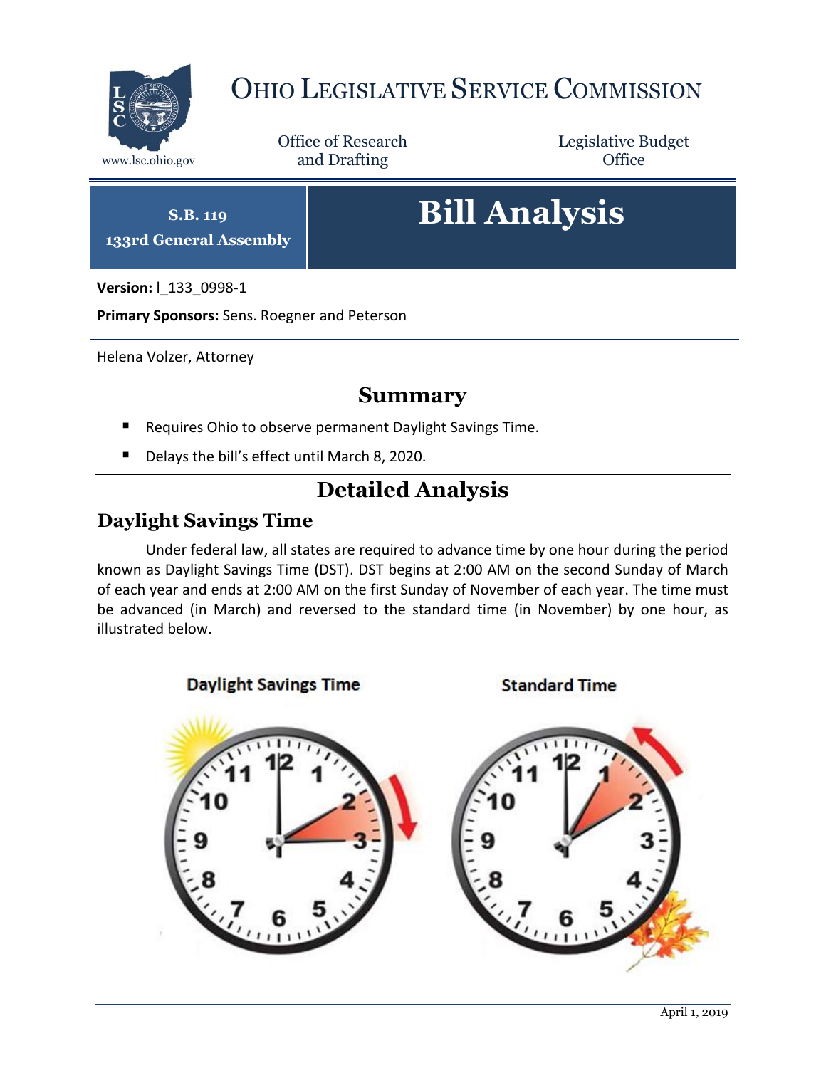# OHIO LEGISLATIVE SERVICE COMMISSION

www.lsc.ohio.gov

Office of Research and Drafting

Legislative Budget Office

**S.B. 119**
**133rd General Assembly**

# Bill Analysis

**Version:** l_133_0998-1

**Primary Sponsors:** Sens. Roegner and Peterson

Helena Volzer, Attorney

## Summary

- Requires Ohio to observe permanent Daylight Savings Time.
- Delays the bill's effect until March 8, 2020.

## Detailed Analysis

### Daylight Savings Time

Under federal law, all states are required to advance time by one hour during the period known as Daylight Savings Time (DST). DST begins at 2:00 AM on the second Sunday of March of each year and ends at 2:00 AM on the first Sunday of November of each year. The time must be advanced (in March) and reversed to the standard time (in November) by one hour, as illustrated below.

Daylight Savings Time

Standard Time

April 1, 2019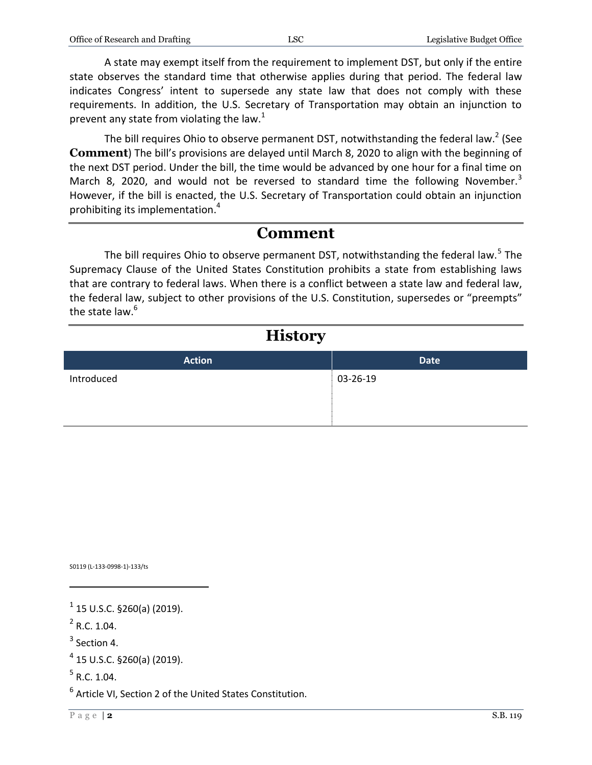A state may exempt itself from the requirement to implement DST, but only if the entire state observes the standard time that otherwise applies during that period. The federal law indicates Congress' intent to supersede any state law that does not comply with these requirements. In addition, the U.S. Secretary of Transportation may obtain an injunction to prevent any state from violating the law.[1]

The bill requires Ohio to observe permanent DST, notwithstanding the federal law.[2] (See **Comment**) The bill's provisions are delayed until March 8, 2020 to align with the beginning of the next DST period. Under the bill, the time would be advanced by one hour for a final time on March 8, 2020, and would not be reversed to standard time the following November.[3] However, if the bill is enacted, the U.S. Secretary of Transportation could obtain an injunction prohibiting its implementation.[4]

## Comment

The bill requires Ohio to observe permanent DST, notwithstanding the federal law.[5] The Supremacy Clause of the United States Constitution prohibits a state from establishing laws that are contrary to federal laws. When there is a conflict between a state law and federal law, the federal law, subject to other provisions of the U.S. Constitution, supersedes or "preempts" the state law.[6]

## History

| Action | Date |
| --- | --- |
| Introduced | 03-26-19 |

S0119 (L-133-0998-1)-133/ts

[1] 15 U.S.C. §260(a) (2019).

[2] R.C. 1.04.

[3] Section 4.

[4] 15 U.S.C. §260(a) (2019).

[5] R.C. 1.04.

[6] Article VI, Section 2 of the United States Constitution.